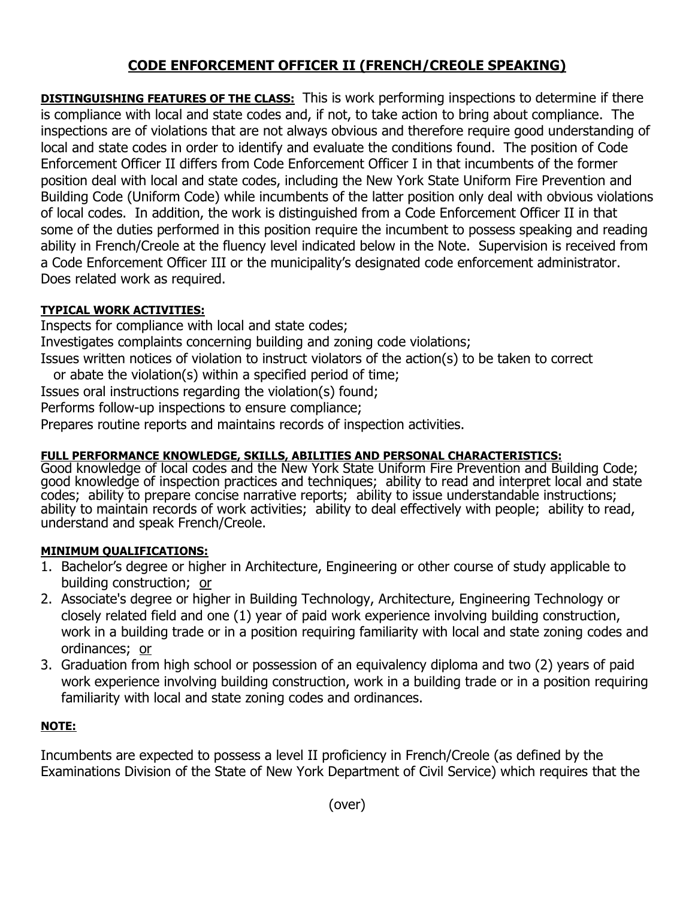# CODE ENFORCEMENT OFFICER II (FRENCH/CREOLE SPEAKING)

**DISTINGUISHING FEATURES OF THE CLASS:** This is work performing inspections to determine if there is compliance with local and state codes and, if not, to take action to bring about compliance. The inspections are of violations that are not always obvious and therefore require good understanding of local and state codes in order to identify and evaluate the conditions found. The position of Code Enforcement Officer II differs from Code Enforcement Officer I in that incumbents of the former position deal with local and state codes, including the New York State Uniform Fire Prevention and Building Code (Uniform Code) while incumbents of the latter position only deal with obvious violations of local codes. In addition, the work is distinguished from a Code Enforcement Officer II in that some of the duties performed in this position require the incumbent to possess speaking and reading ability in French/Creole at the fluency level indicated below in the Note. Supervision is received from a Code Enforcement Officer III or the municipality's designated code enforcement administrator. Does related work as required.

**TYPICAL WORK ACTIVITIES:**

Inspects for compliance with local and state codes;
Investigates complaints concerning building and zoning code violations;
Issues written notices of violation to instruct violators of the action(s) to be taken to correct or abate the violation(s) within a specified period of time;
Issues oral instructions regarding the violation(s) found;
Performs follow-up inspections to ensure compliance;
Prepares routine reports and maintains records of inspection activities.

**FULL PERFORMANCE KNOWLEDGE, SKILLS, ABILITIES AND PERSONAL CHARACTERISTICS:**
Good knowledge of local codes and the New York State Uniform Fire Prevention and Building Code; good knowledge of inspection practices and techniques; ability to read and interpret local and state codes; ability to prepare concise narrative reports; ability to issue understandable instructions; ability to maintain records of work activities; ability to deal effectively with people; ability to read, understand and speak French/Creole.

**MINIMUM QUALIFICATIONS:**

1. Bachelor's degree or higher in Architecture, Engineering or other course of study applicable to building construction; or
2. Associate's degree or higher in Building Technology, Architecture, Engineering Technology or closely related field and one (1) year of paid work experience involving building construction, work in a building trade or in a position requiring familiarity with local and state zoning codes and ordinances; or
3. Graduation from high school or possession of an equivalency diploma and two (2) years of paid work experience involving building construction, work in a building trade or in a position requiring familiarity with local and state zoning codes and ordinances.

**NOTE:**

Incumbents are expected to possess a level II proficiency in French/Creole (as defined by the Examinations Division of the State of New York Department of Civil Service) which requires that the

(over)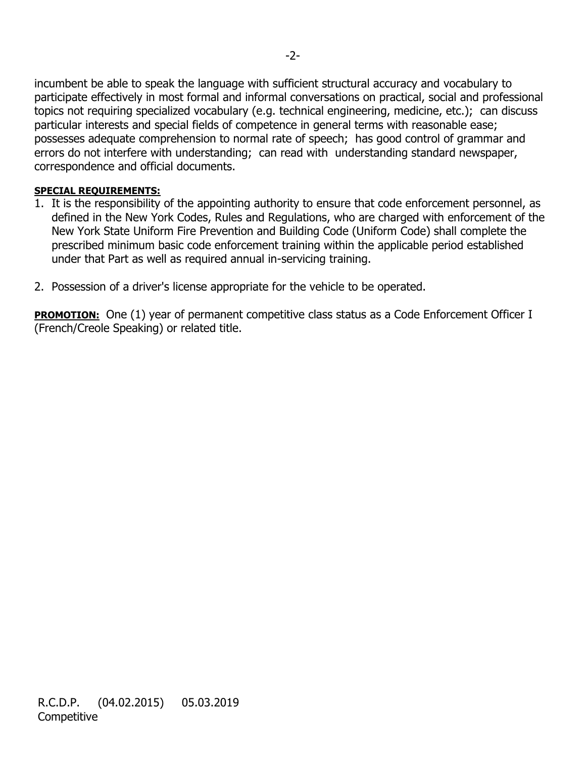incumbent be able to speak the language with sufficient structural accuracy and vocabulary to participate effectively in most formal and informal conversations on practical, social and professional topics not requiring specialized vocabulary (e.g. technical engineering, medicine, etc.); can discuss particular interests and special fields of competence in general terms with reasonable ease; possesses adequate comprehension to normal rate of speech; has good control of grammar and errors do not interfere with understanding; can read with understanding standard newspaper, correspondence and official documents.

**SPECIAL REQUIREMENTS:**

1. It is the responsibility of the appointing authority to ensure that code enforcement personnel, as defined in the New York Codes, Rules and Regulations, who are charged with enforcement of the New York State Uniform Fire Prevention and Building Code (Uniform Code) shall complete the prescribed minimum basic code enforcement training within the applicable period established under that Part as well as required annual in-servicing training.

2. Possession of a driver's license appropriate for the vehicle to be operated.

**PROMOTION:** One (1) year of permanent competitive class status as a Code Enforcement Officer I (French/Creole Speaking) or related title.

R.C.D.P. (04.02.2015) 05.03.2019
Competitive